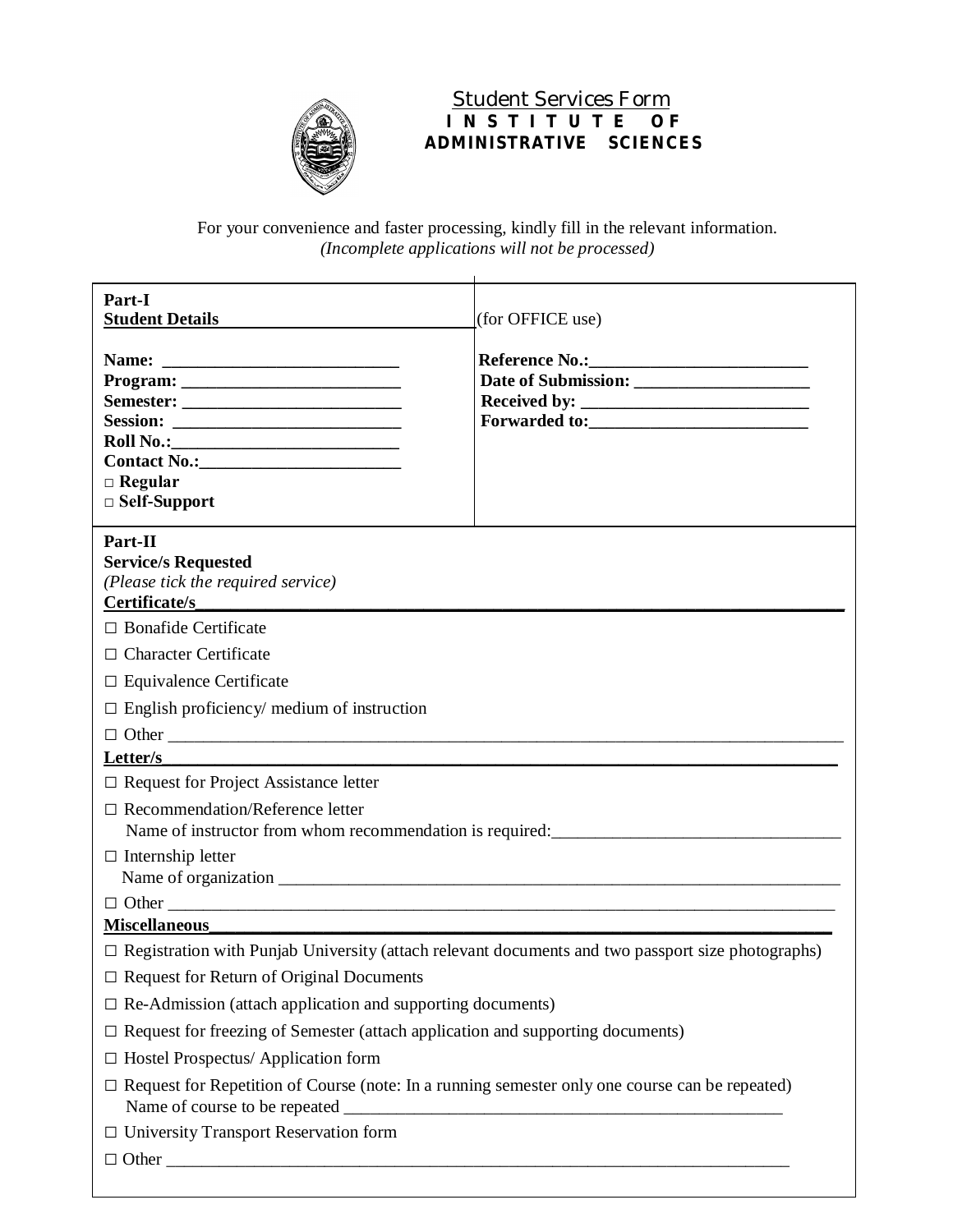# Student Services Form

## INSTITUTE OF ADMINISTRATIVE SCIENCES

For your convenience and faster processing, kindly fill in the relevant information.
*(Incomplete applications will not be processed)*

| **Part-I**<br>**Student Details** | (for OFFICE use) |
|---|---|
| **Name:** ___________________________<br>**Program:** _________________________<br>**Semester:** _________________________<br>**Session:** __________________________<br>**Roll No.:**__________________________<br>**Contact No.:**_______________________<br>□ **Regular**<br>□ **Self-Support** | **Reference No.:**_________________________<br>**Date of Submission:** ____________________<br>**Received by:** __________________________<br>**Forwarded to:**_________________________ |

**Part-II**
**Service/s Requested**
*(Please tick the required service)*

**Certificate/s**

□ Bonafide Certificate

□ Character Certificate

□ Equivalence Certificate

□ English proficiency/ medium of instruction

□ Other ______________________________________________________________________________

**Letter/s**

□ Request for Project Assistance letter

□ Recommendation/Reference letter
Name of instructor from whom recommendation is required:________________________________

□ Internship letter
Name of organization _________________________________________________________________

□ Other _____________________________________________________________________________

**Miscellaneous**

□ Registration with Punjab University (attach relevant documents and two passport size photographs)

□ Request for Return of Original Documents

□ Re-Admission (attach application and supporting documents)

□ Request for freezing of Semester (attach application and supporting documents)

□ Hostel Prospectus/ Application form

□ Request for Repetition of Course (note: In a running semester only one course can be repeated)
Name of course to be repeated ____________________________________________________

□ University Transport Reservation form

□ Other __________________________________________________________________________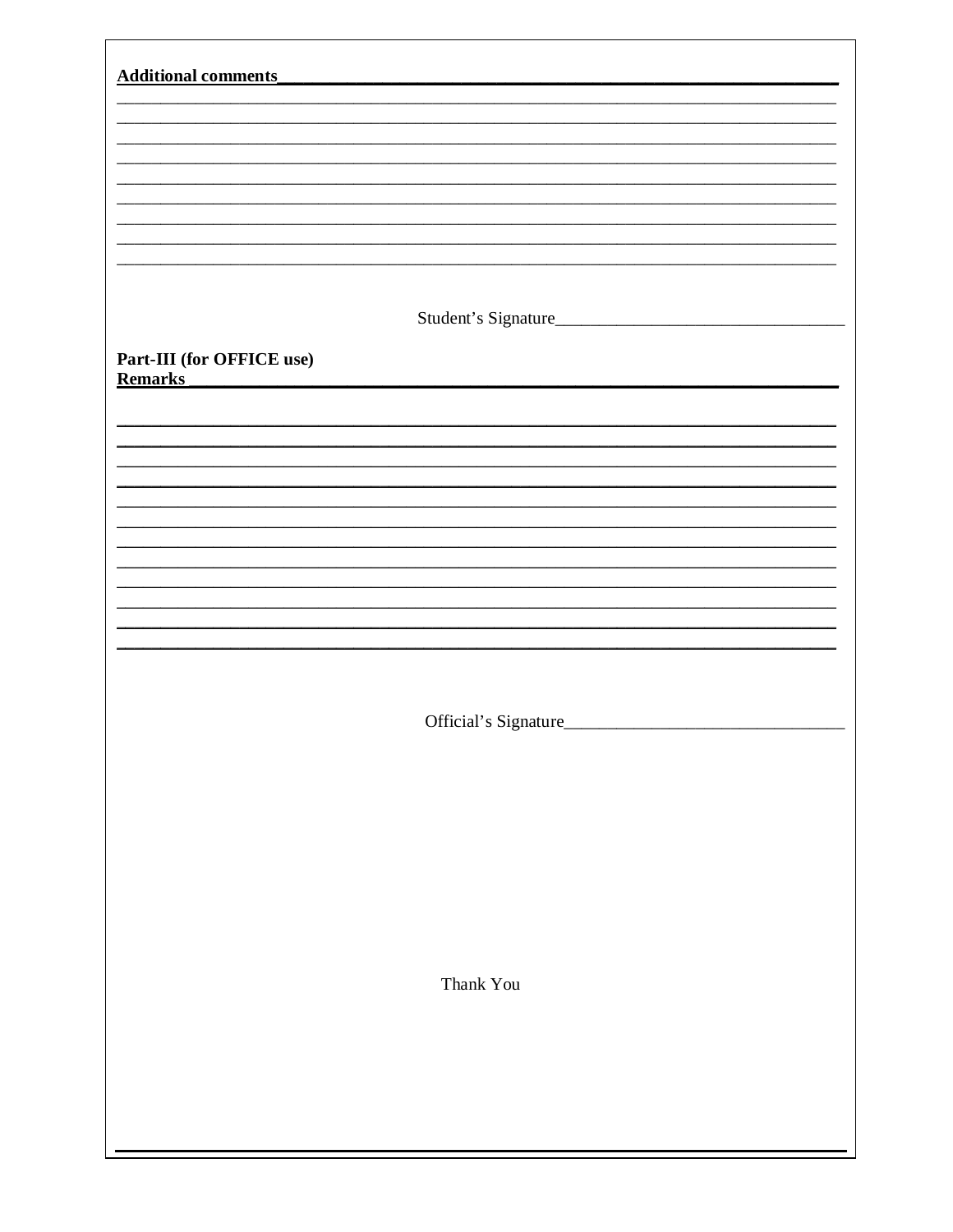**Additional comments**\_\_\_\_\_\_\_\_\_\_\_\_\_\_\_\_\_\_\_\_\_\_\_\_\_\_\_\_\_\_\_\_\_\_\_\_\_\_\_\_\_\_\_\_\_\_\_\_\_\_\_\_\_\_\_\_\_\_\_\_

\_\_\_\_\_\_\_\_\_\_\_\_\_\_\_\_\_\_\_\_\_\_\_\_\_\_\_\_\_\_\_\_\_\_\_\_\_\_\_\_\_\_\_\_\_\_\_\_\_\_\_\_\_\_\_\_\_\_\_\_\_\_\_\_\_\_\_\_\_\_\_\_\_\_\_\_

\_\_\_\_\_\_\_\_\_\_\_\_\_\_\_\_\_\_\_\_\_\_\_\_\_\_\_\_\_\_\_\_\_\_\_\_\_\_\_\_\_\_\_\_\_\_\_\_\_\_\_\_\_\_\_\_\_\_\_\_\_\_\_\_\_\_\_\_\_\_\_\_\_\_\_\_

\_\_\_\_\_\_\_\_\_\_\_\_\_\_\_\_\_\_\_\_\_\_\_\_\_\_\_\_\_\_\_\_\_\_\_\_\_\_\_\_\_\_\_\_\_\_\_\_\_\_\_\_\_\_\_\_\_\_\_\_\_\_\_\_\_\_\_\_\_\_\_\_\_\_\_\_

\_\_\_\_\_\_\_\_\_\_\_\_\_\_\_\_\_\_\_\_\_\_\_\_\_\_\_\_\_\_\_\_\_\_\_\_\_\_\_\_\_\_\_\_\_\_\_\_\_\_\_\_\_\_\_\_\_\_\_\_\_\_\_\_\_\_\_\_\_\_\_\_\_\_\_\_

\_\_\_\_\_\_\_\_\_\_\_\_\_\_\_\_\_\_\_\_\_\_\_\_\_\_\_\_\_\_\_\_\_\_\_\_\_\_\_\_\_\_\_\_\_\_\_\_\_\_\_\_\_\_\_\_\_\_\_\_\_\_\_\_\_\_\_\_\_\_\_\_\_\_\_\_

\_\_\_\_\_\_\_\_\_\_\_\_\_\_\_\_\_\_\_\_\_\_\_\_\_\_\_\_\_\_\_\_\_\_\_\_\_\_\_\_\_\_\_\_\_\_\_\_\_\_\_\_\_\_\_\_\_\_\_\_\_\_\_\_\_\_\_\_\_\_\_\_\_\_\_\_

\_\_\_\_\_\_\_\_\_\_\_\_\_\_\_\_\_\_\_\_\_\_\_\_\_\_\_\_\_\_\_\_\_\_\_\_\_\_\_\_\_\_\_\_\_\_\_\_\_\_\_\_\_\_\_\_\_\_\_\_\_\_\_\_\_\_\_\_\_\_\_\_\_\_\_\_

\_\_\_\_\_\_\_\_\_\_\_\_\_\_\_\_\_\_\_\_\_\_\_\_\_\_\_\_\_\_\_\_\_\_\_\_\_\_\_\_\_\_\_\_\_\_\_\_\_\_\_\_\_\_\_\_\_\_\_\_\_\_\_\_\_\_\_\_\_\_\_\_\_\_\_\_

\_\_\_\_\_\_\_\_\_\_\_\_\_\_\_\_\_\_\_\_\_\_\_\_\_\_\_\_\_\_\_\_\_\_\_\_\_\_\_\_\_\_\_\_\_\_\_\_\_\_\_\_\_\_\_\_\_\_\_\_\_\_\_\_\_\_\_\_\_\_\_\_\_\_\_\_

Student's Signature\_\_\_\_\_\_\_\_\_\_\_\_\_\_\_\_\_\_\_\_\_\_\_\_\_\_\_\_\_\_

**Part-III (for OFFICE use)**

**Remarks**\_\_\_\_\_\_\_\_\_\_\_\_\_\_\_\_\_\_\_\_\_\_\_\_\_\_\_\_\_\_\_\_\_\_\_\_\_\_\_\_\_\_\_\_\_\_\_\_\_\_\_\_\_\_\_\_\_\_\_\_\_\_\_\_\_\_\_

\_\_\_\_\_\_\_\_\_\_\_\_\_\_\_\_\_\_\_\_\_\_\_\_\_\_\_\_\_\_\_\_\_\_\_\_\_\_\_\_\_\_\_\_\_\_\_\_\_\_\_\_\_\_\_\_\_\_\_\_\_\_\_\_\_\_\_\_\_\_\_\_\_\_\_\_

\_\_\_\_\_\_\_\_\_\_\_\_\_\_\_\_\_\_\_\_\_\_\_\_\_\_\_\_\_\_\_\_\_\_\_\_\_\_\_\_\_\_\_\_\_\_\_\_\_\_\_\_\_\_\_\_\_\_\_\_\_\_\_\_\_\_\_\_\_\_\_\_\_\_\_\_

\_\_\_\_\_\_\_\_\_\_\_\_\_\_\_\_\_\_\_\_\_\_\_\_\_\_\_\_\_\_\_\_\_\_\_\_\_\_\_\_\_\_\_\_\_\_\_\_\_\_\_\_\_\_\_\_\_\_\_\_\_\_\_\_\_\_\_\_\_\_\_\_\_\_\_\_

\_\_\_\_\_\_\_\_\_\_\_\_\_\_\_\_\_\_\_\_\_\_\_\_\_\_\_\_\_\_\_\_\_\_\_\_\_\_\_\_\_\_\_\_\_\_\_\_\_\_\_\_\_\_\_\_\_\_\_\_\_\_\_\_\_\_\_\_\_\_\_\_\_\_\_\_

\_\_\_\_\_\_\_\_\_\_\_\_\_\_\_\_\_\_\_\_\_\_\_\_\_\_\_\_\_\_\_\_\_\_\_\_\_\_\_\_\_\_\_\_\_\_\_\_\_\_\_\_\_\_\_\_\_\_\_\_\_\_\_\_\_\_\_\_\_\_\_\_\_\_\_\_

\_\_\_\_\_\_\_\_\_\_\_\_\_\_\_\_\_\_\_\_\_\_\_\_\_\_\_\_\_\_\_\_\_\_\_\_\_\_\_\_\_\_\_\_\_\_\_\_\_\_\_\_\_\_\_\_\_\_\_\_\_\_\_\_\_\_\_\_\_\_\_\_\_\_\_\_

\_\_\_\_\_\_\_\_\_\_\_\_\_\_\_\_\_\_\_\_\_\_\_\_\_\_\_\_\_\_\_\_\_\_\_\_\_\_\_\_\_\_\_\_\_\_\_\_\_\_\_\_\_\_\_\_\_\_\_\_\_\_\_\_\_\_\_\_\_\_\_\_\_\_\_\_

\_\_\_\_\_\_\_\_\_\_\_\_\_\_\_\_\_\_\_\_\_\_\_\_\_\_\_\_\_\_\_\_\_\_\_\_\_\_\_\_\_\_\_\_\_\_\_\_\_\_\_\_\_\_\_\_\_\_\_\_\_\_\_\_\_\_\_\_\_\_\_\_\_\_\_\_

\_\_\_\_\_\_\_\_\_\_\_\_\_\_\_\_\_\_\_\_\_\_\_\_\_\_\_\_\_\_\_\_\_\_\_\_\_\_\_\_\_\_\_\_\_\_\_\_\_\_\_\_\_\_\_\_\_\_\_\_\_\_\_\_\_\_\_\_\_\_\_\_\_\_\_\_

\_\_\_\_\_\_\_\_\_\_\_\_\_\_\_\_\_\_\_\_\_\_\_\_\_\_\_\_\_\_\_\_\_\_\_\_\_\_\_\_\_\_\_\_\_\_\_\_\_\_\_\_\_\_\_\_\_\_\_\_\_\_\_\_\_\_\_\_\_\_\_\_\_\_\_\_

\_\_\_\_\_\_\_\_\_\_\_\_\_\_\_\_\_\_\_\_\_\_\_\_\_\_\_\_\_\_\_\_\_\_\_\_\_\_\_\_\_\_\_\_\_\_\_\_\_\_\_\_\_\_\_\_\_\_\_\_\_\_\_\_\_\_\_\_\_\_\_\_\_\_\_\_

\_\_\_\_\_\_\_\_\_\_\_\_\_\_\_\_\_\_\_\_\_\_\_\_\_\_\_\_\_\_\_\_\_\_\_\_\_\_\_\_\_\_\_\_\_\_\_\_\_\_\_\_\_\_\_\_\_\_\_\_\_\_\_\_\_\_\_\_\_\_\_\_\_\_\_\_

Official's Signature\_\_\_\_\_\_\_\_\_\_\_\_\_\_\_\_\_\_\_\_\_\_\_\_\_\_\_\_\_\_

Thank You